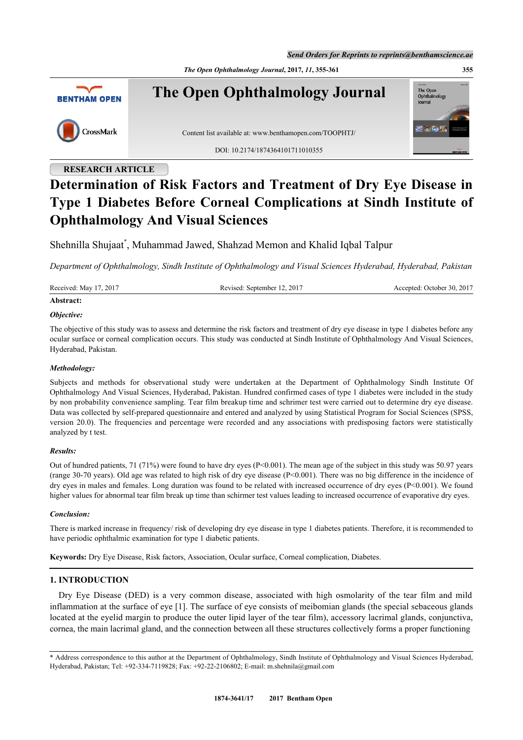RESEARCH ARTICLE

# Determination of Risk Factors and Treatment of Dry Eye Disease in Type 1 Diabetes Before Corneal Complications at Sindh Institute of Ophthalmology And Visual Sciences

Shehnilla Shujaat*, Muhammad Jawed, Shahzad Memon and Khalid Iqbal Talpur

*Department of Ophthalmology, Sindh Institute of Ophthalmology and Visual Sciences Hyderabad, Hyderabad, Pakistan*

Received: May 17, 2017 Revised: September 12, 2017 Accepted: October 30, 2017

**Abstract:**

***Objective:***

The objective of this study was to assess and determine the risk factors and treatment of dry eye disease in type 1 diabetes before any ocular surface or corneal complication occurs. This study was conducted at Sindh Institute of Ophthalmology And Visual Sciences, Hyderabad, Pakistan.

***Methodology:***

Subjects and methods for observational study were undertaken at the Department of Ophthalmology Sindh Institute Of Ophthalmology And Visual Sciences, Hyderabad, Pakistan. Hundred confirmed cases of type 1 diabetes were included in the study by non probability convenience sampling. Tear film breakup time and schrimer test were carried out to determine dry eye disease. Data was collected by self-prepared questionnaire and entered and analyzed by using Statistical Program for Social Sciences (SPSS, version 20.0). The frequencies and percentage were recorded and any associations with predisposing factors were statistically analyzed by t test.

***Results:***

Out of hundred patients, 71 (71%) were found to have dry eyes ($P<0.001$). The mean age of the subject in this study was 50.97 years (range 30-70 years). Old age was related to high risk of dry eye disease ($P<0.001$). There was no big difference in the incidence of dry eyes in males and females. Long duration was found to be related with increased occurrence of dry eyes ($P<0.001$). We found higher values for abnormal tear film break up time than schrimer test values leading to increased occurrence of evaporative dry eyes.

***Conclusion:***

There is marked increase in frequency/ risk of developing dry eye disease in type 1 diabetes patients. Therefore, it is recommended to have periodic ophthalmic examination for type 1 diabetic patients.

**Keywords:** Dry Eye Disease, Risk factors, Association, Ocular surface, Corneal complication, Diabetes.

## 1. INTRODUCTION

Dry Eye Disease (DED) is a very common disease, associated with high osmolarity of the tear film and mild inflammation at the surface of eye [1]. The surface of eye consists of meibomian glands (the special sebaceous glands located at the eyelid margin to produce the outer lipid layer of the tear film), accessory lacrimal glands, conjunctiva, cornea, the main lacrimal gland, and the connection between all these structures collectively forms a proper functioning

* Address correspondence to this author at the Department of Ophthalmology, Sindh Institute of Ophthalmology and Visual Sciences Hyderabad, Hyderabad, Pakistan; Tel: +92-334-7119828; Fax: +92-22-2106802; E-mail: m.shehnila@gmail.com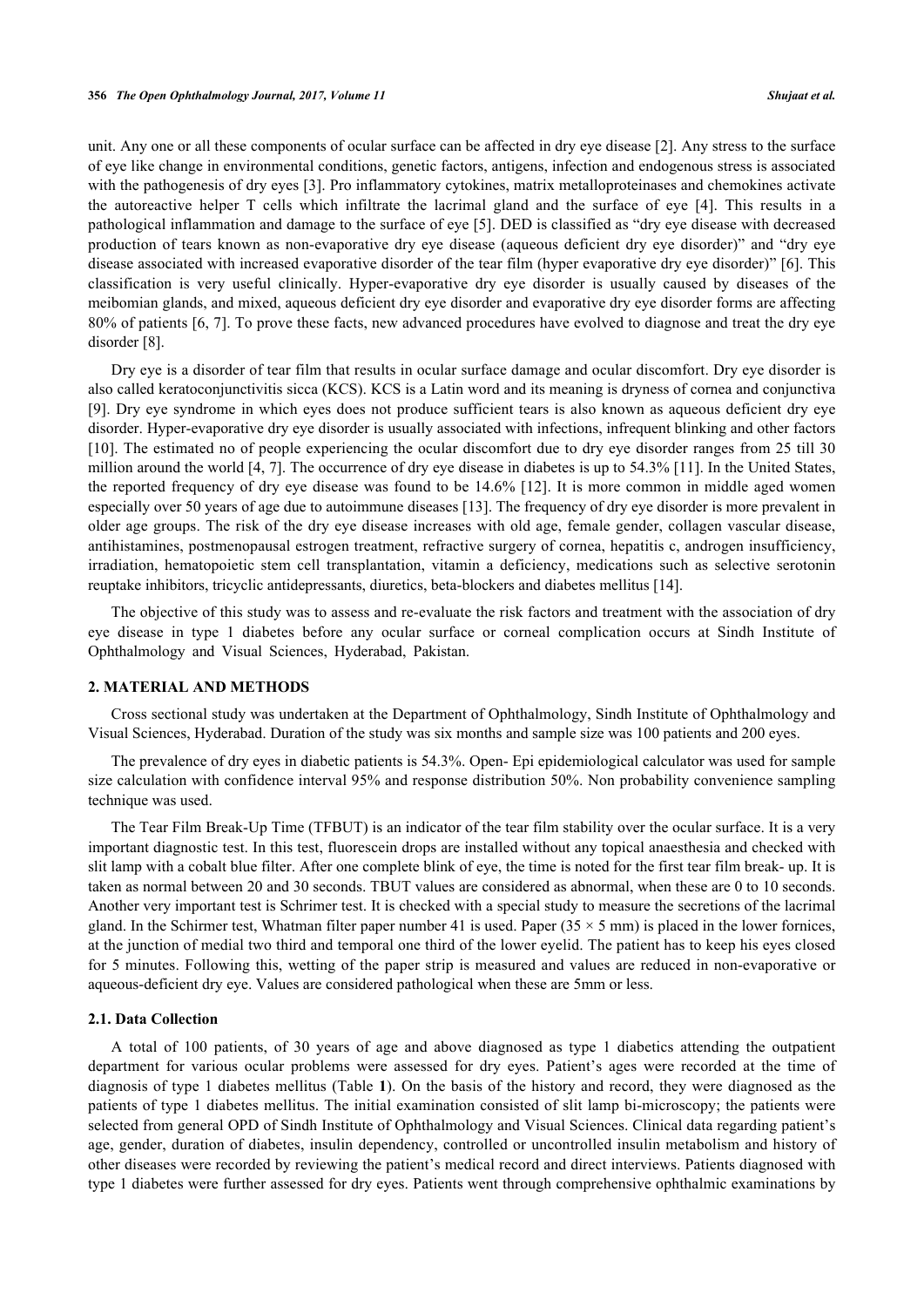unit. Any one or all these components of ocular surface can be affected in dry eye disease [2]. Any stress to the surface of eye like change in environmental conditions, genetic factors, antigens, infection and endogenous stress is associated with the pathogenesis of dry eyes [3]. Pro inflammatory cytokines, matrix metalloproteinases and chemokines activate the autoreactive helper T cells which infiltrate the lacrimal gland and the surface of eye [4]. This results in a pathological inflammation and damage to the surface of eye [5]. DED is classified as "dry eye disease with decreased production of tears known as non-evaporative dry eye disease (aqueous deficient dry eye disorder)" and "dry eye disease associated with increased evaporative disorder of the tear film (hyper evaporative dry eye disorder)" [6]. This classification is very useful clinically. Hyper-evaporative dry eye disorder is usually caused by diseases of the meibomian glands, and mixed, aqueous deficient dry eye disorder and evaporative dry eye disorder forms are affecting 80% of patients [6, 7]. To prove these facts, new advanced procedures have evolved to diagnose and treat the dry eye disorder [8].

Dry eye is a disorder of tear film that results in ocular surface damage and ocular discomfort. Dry eye disorder is also called keratoconjunctivitis sicca (KCS). KCS is a Latin word and its meaning is dryness of cornea and conjunctiva [9]. Dry eye syndrome in which eyes does not produce sufficient tears is also known as aqueous deficient dry eye disorder. Hyper-evaporative dry eye disorder is usually associated with infections, infrequent blinking and other factors [10]. The estimated no of people experiencing the ocular discomfort due to dry eye disorder ranges from 25 till 30 million around the world [4, 7]. The occurrence of dry eye disease in diabetes is up to 54.3% [11]. In the United States, the reported frequency of dry eye disease was found to be 14.6% [12]. It is more common in middle aged women especially over 50 years of age due to autoimmune diseases [13]. The frequency of dry eye disorder is more prevalent in older age groups. The risk of the dry eye disease increases with old age, female gender, collagen vascular disease, antihistamines, postmenopausal estrogen treatment, refractive surgery of cornea, hepatitis c, androgen insufficiency, irradiation, hematopoietic stem cell transplantation, vitamin a deficiency, medications such as selective serotonin reuptake inhibitors, tricyclic antidepressants, diuretics, beta-blockers and diabetes mellitus [14].

The objective of this study was to assess and re-evaluate the risk factors and treatment with the association of dry eye disease in type 1 diabetes before any ocular surface or corneal complication occurs at Sindh Institute of Ophthalmology and Visual Sciences, Hyderabad, Pakistan.

## 2. MATERIAL AND METHODS

Cross sectional study was undertaken at the Department of Ophthalmology, Sindh Institute of Ophthalmology and Visual Sciences, Hyderabad. Duration of the study was six months and sample size was 100 patients and 200 eyes.

The prevalence of dry eyes in diabetic patients is 54.3%. Open- Epi epidemiological calculator was used for sample size calculation with confidence interval 95% and response distribution 50%. Non probability convenience sampling technique was used.

The Tear Film Break-Up Time (TFBUT) is an indicator of the tear film stability over the ocular surface. It is a very important diagnostic test. In this test, fluorescein drops are installed without any topical anaesthesia and checked with slit lamp with a cobalt blue filter. After one complete blink of eye, the time is noted for the first tear film break- up. It is taken as normal between 20 and 30 seconds. TBUT values are considered as abnormal, when these are 0 to 10 seconds. Another very important test is Schrimer test. It is checked with a special study to measure the secretions of the lacrimal gland. In the Schirmer test, Whatman filter paper number 41 is used. Paper (35 × 5 mm) is placed in the lower fornices, at the junction of medial two third and temporal one third of the lower eyelid. The patient has to keep his eyes closed for 5 minutes. Following this, wetting of the paper strip is measured and values are reduced in non-evaporative or aqueous-deficient dry eye. Values are considered pathological when these are 5mm or less.

### 2.1. Data Collection

A total of 100 patients, of 30 years of age and above diagnosed as type 1 diabetics attending the outpatient department for various ocular problems were assessed for dry eyes. Patient's ages were recorded at the time of diagnosis of type 1 diabetes mellitus (Table **1**). On the basis of the history and record, they were diagnosed as the patients of type 1 diabetes mellitus. The initial examination consisted of slit lamp bi-microscopy; the patients were selected from general OPD of Sindh Institute of Ophthalmology and Visual Sciences. Clinical data regarding patient's age, gender, duration of diabetes, insulin dependency, controlled or uncontrolled insulin metabolism and history of other diseases were recorded by reviewing the patient's medical record and direct interviews. Patients diagnosed with type 1 diabetes were further assessed for dry eyes. Patients went through comprehensive ophthalmic examinations by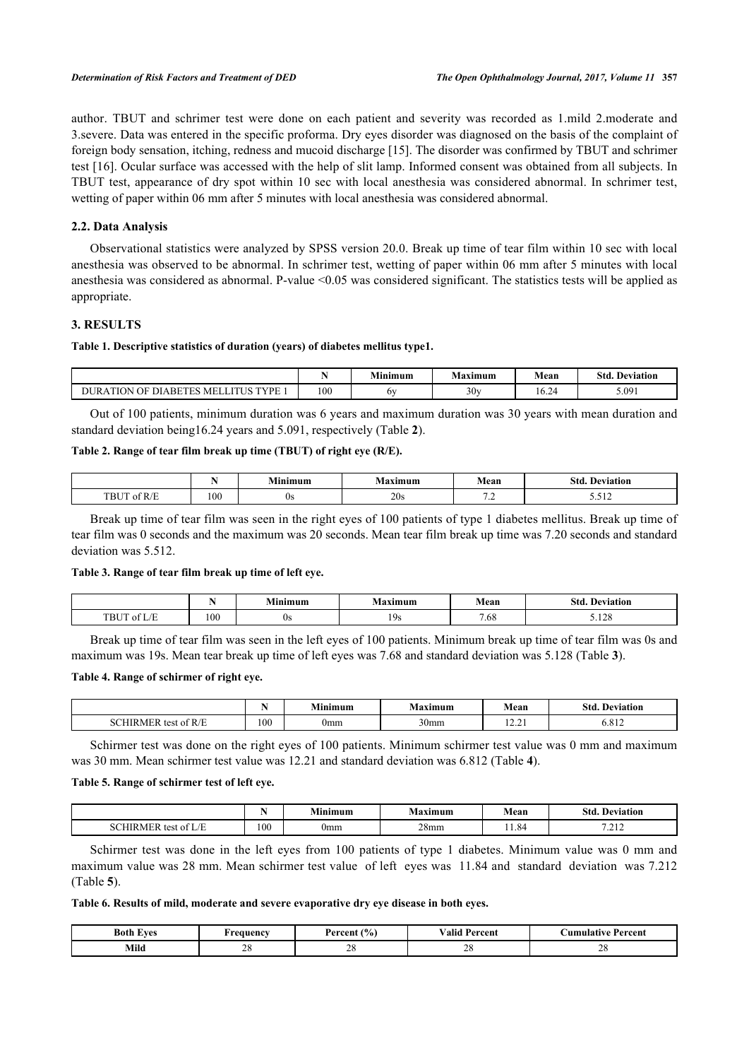author. TBUT and schrimer test were done on each patient and severity was recorded as 1.mild 2.moderate and 3.severe. Data was entered in the specific proforma. Dry eyes disorder was diagnosed on the basis of the complaint of foreign body sensation, itching, redness and mucoid discharge [15]. The disorder was confirmed by TBUT and schrimer test [16]. Ocular surface was accessed with the help of slit lamp. Informed consent was obtained from all subjects. In TBUT test, appearance of dry spot within 10 sec with local anesthesia was considered abnormal. In schrimer test, wetting of paper within 06 mm after 5 minutes with local anesthesia was considered abnormal.

### 2.2. Data Analysis

Observational statistics were analyzed by SPSS version 20.0. Break up time of tear film within 10 sec with local anesthesia was observed to be abnormal. In schrimer test, wetting of paper within 06 mm after 5 minutes with local anesthesia was considered as abnormal. P-value <0.05 was considered significant. The statistics tests will be applied as appropriate.

## 3. RESULTS

**Table 1. Descriptive statistics of duration (years) of diabetes mellitus type1.**

| | N | Minimum | Maximum | Mean | Std. Deviation |
|---|---|---|---|---|---|
| DURATION OF DIABETES MELLITUS TYPE 1 | 100 | 6y | 30y | 16.24 | 5.091 |

Out of 100 patients, minimum duration was 6 years and maximum duration was 30 years with mean duration and standard deviation being16.24 years and 5.091, respectively (Table **2**).

**Table 2. Range of tear film break up time (TBUT) of right eye (R/E).**

| | N | Minimum | Maximum | Mean | Std. Deviation |
|---|---|---|---|---|---|
| TBUT of R/E | 100 | 0s | 20s | 7.2 | 5.512 |

Break up time of tear film was seen in the right eyes of 100 patients of type 1 diabetes mellitus. Break up time of tear film was 0 seconds and the maximum was 20 seconds. Mean tear film break up time was 7.20 seconds and standard deviation was 5.512.

**Table 3. Range of tear film break up time of left eye.**

| | N | Minimum | Maximum | Mean | Std. Deviation |
|---|---|---|---|---|---|
| TBUT of L/E | 100 | 0s | 19s | 7.68 | 5.128 |

Break up time of tear film was seen in the left eyes of 100 patients. Minimum break up time of tear film was 0s and maximum was 19s. Mean tear break up time of left eyes was 7.68 and standard deviation was 5.128 (Table **3**).

**Table 4. Range of schirmer of right eye.**

| | N | Minimum | Maximum | Mean | Std. Deviation |
|---|---|---|---|---|---|
| SCHIRMER test of R/E | 100 | 0mm | 30mm | 12.21 | 6.812 |

Schirmer test was done on the right eyes of 100 patients. Minimum schirmer test value was 0 mm and maximum was 30 mm. Mean schirmer test value was 12.21 and standard deviation was 6.812 (Table **4**).

**Table 5. Range of schirmer test of left eye.**

| | N | Minimum | Maximum | Mean | Std. Deviation |
|---|---|---|---|---|---|
| SCHIRMER test of L/E | 100 | 0mm | 28mm | 11.84 | 7.212 |

Schirmer test was done in the left eyes from 100 patients of type 1 diabetes. Minimum value was 0 mm and maximum value was 28 mm. Mean schirmer test value of left eyes was 11.84 and standard deviation was 7.212 (Table **5**).

**Table 6. Results of mild, moderate and severe evaporative dry eye disease in both eyes.**

| Both Eyes | Frequency | Percent (%) | Valid Percent | Cumulative Percent |
|---|---|---|---|---|
| **Mild** | 28 | 28 | 28 | 28 |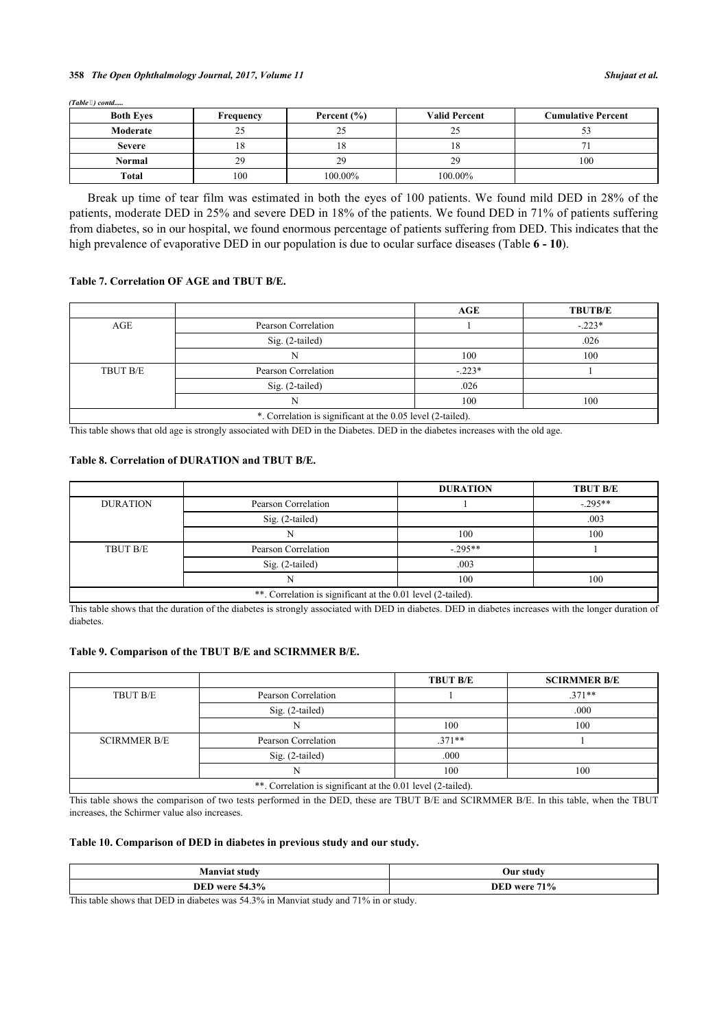*(Table ) contd.....*

| Both Eyes | Frequency | Percent (%) | Valid Percent | Cumulative Percent |
|---|---|---|---|---|
| **Moderate** | 25 | 25 | 25 | 53 |
| **Severe** | 18 | 18 | 18 | 71 |
| **Normal** | 29 | 29 | 29 | 100 |
| **Total** | 100 | 100.00% | 100.00% | |

Break up time of tear film was estimated in both the eyes of 100 patients. We found mild DED in 28% of the patients, moderate DED in 25% and severe DED in 18% of the patients. We found DED in 71% of patients suffering from diabetes, so in our hospital, we found enormous percentage of patients suffering from DED. This indicates that the high prevalence of evaporative DED in our population is due to ocular surface diseases (Table **6 - 10**).

#### Table 7. Correlation OF AGE and TBUT B/E.

| | | AGE | TBUTB/E |
|---|---|---|---|
| AGE | Pearson Correlation | 1 | -.223* |
| | Sig. (2-tailed) | | .026 |
| | N | 100 | 100 |
| TBUT B/E | Pearson Correlation | -.223* | 1 |
| | Sig. (2-tailed) | .026 | |
| | N | 100 | 100 |
| *. Correlation is significant at the 0.05 level (2-tailed). | | | |

This table shows that old age is strongly associated with DED in the Diabetes. DED in the diabetes increases with the old age.

#### Table 8. Correlation of DURATION and TBUT B/E.

| | | DURATION | TBUT B/E |
|---|---|---|---|
| DURATION | Pearson Correlation | 1 | -.295** |
| | Sig. (2-tailed) | | .003 |
| | N | 100 | 100 |
| TBUT B/E | Pearson Correlation | -.295** | 1 |
| | Sig. (2-tailed) | .003 | |
| | N | 100 | 100 |
| **. Correlation is significant at the 0.01 level (2-tailed). | | | |

This table shows that the duration of the diabetes is strongly associated with DED in diabetes. DED in diabetes increases with the longer duration of diabetes.

#### Table 9. Comparison of the TBUT B/E and SCIRMMER B/E.

| | | TBUT B/E | SCIRMMER B/E |
|---|---|---|---|
| TBUT B/E | Pearson Correlation | 1 | .371** |
| | Sig. (2-tailed) | | .000 |
| | N | 100 | 100 |
| SCIRMMER B/E | Pearson Correlation | .371** | 1 |
| | Sig. (2-tailed) | .000 | |
| | N | 100 | 100 |
| **. Correlation is significant at the 0.01 level (2-tailed). | | | |

This table shows the comparison of two tests performed in the DED, these are TBUT B/E and SCIRMMER B/E. In this table, when the TBUT increases, the Schirmer value also increases.

#### Table 10. Comparison of DED in diabetes in previous study and our study.

| Manviat study | Our study |
|---|---|
| **DED were 54.3%** | **DED were 71%** |

This table shows that DED in diabetes was 54.3% in Manviat study and 71% in or study.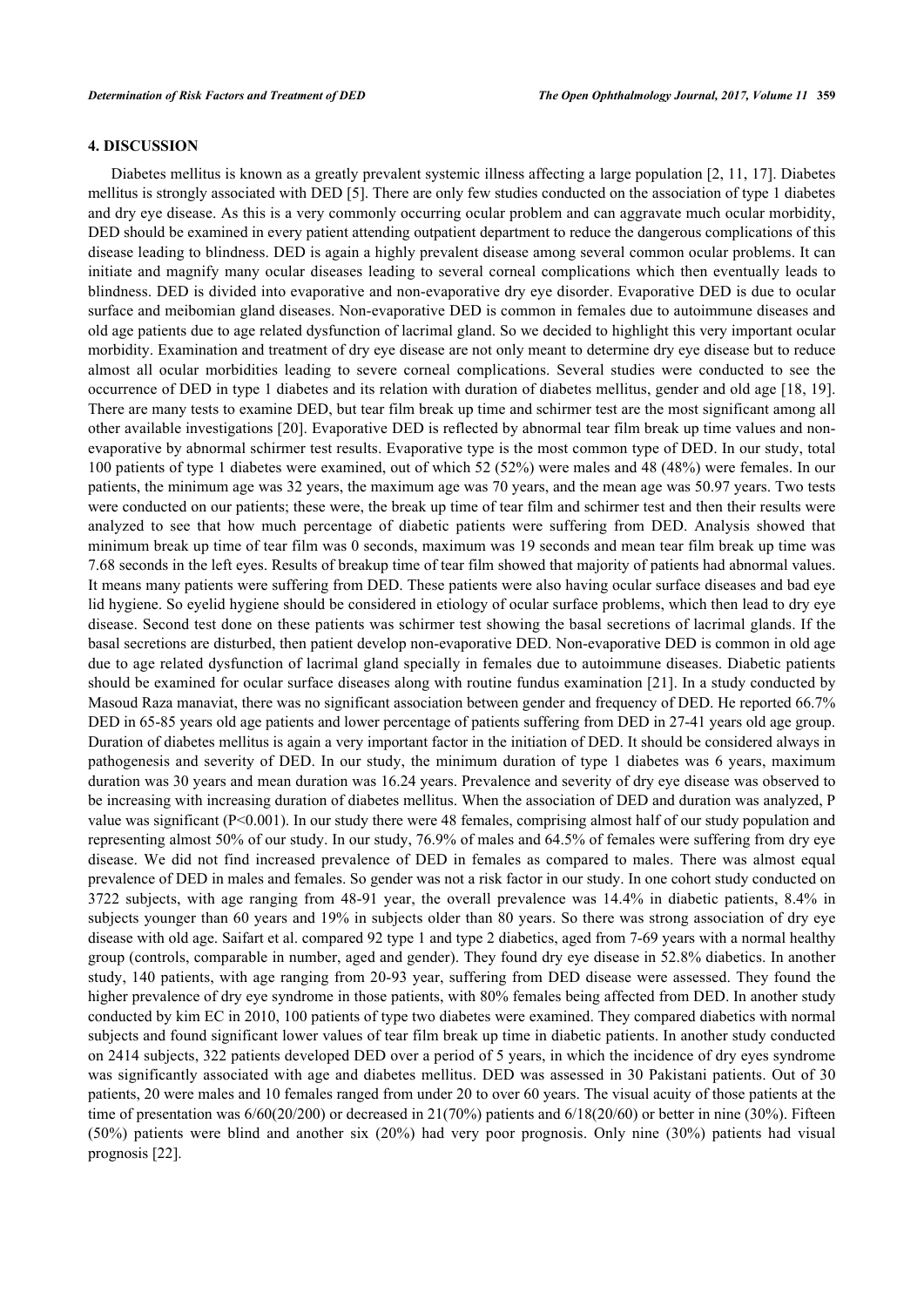## 4. DISCUSSION

Diabetes mellitus is known as a greatly prevalent systemic illness affecting a large population [2, 11, 17]. Diabetes mellitus is strongly associated with DED [5]. There are only few studies conducted on the association of type 1 diabetes and dry eye disease. As this is a very commonly occurring ocular problem and can aggravate much ocular morbidity, DED should be examined in every patient attending outpatient department to reduce the dangerous complications of this disease leading to blindness. DED is again a highly prevalent disease among several common ocular problems. It can initiate and magnify many ocular diseases leading to several corneal complications which then eventually leads to blindness. DED is divided into evaporative and non-evaporative dry eye disorder. Evaporative DED is due to ocular surface and meibomian gland diseases. Non-evaporative DED is common in females due to autoimmune diseases and old age patients due to age related dysfunction of lacrimal gland. So we decided to highlight this very important ocular morbidity. Examination and treatment of dry eye disease are not only meant to determine dry eye disease but to reduce almost all ocular morbidities leading to severe corneal complications. Several studies were conducted to see the occurrence of DED in type 1 diabetes and its relation with duration of diabetes mellitus, gender and old age [18, 19]. There are many tests to examine DED, but tear film break up time and schirmer test are the most significant among all other available investigations [20]. Evaporative DED is reflected by abnormal tear film break up time values and non-evaporative by abnormal schirmer test results. Evaporative type is the most common type of DED. In our study, total 100 patients of type 1 diabetes were examined, out of which 52 (52%) were males and 48 (48%) were females. In our patients, the minimum age was 32 years, the maximum age was 70 years, and the mean age was 50.97 years. Two tests were conducted on our patients; these were, the break up time of tear film and schirmer test and then their results were analyzed to see that how much percentage of diabetic patients were suffering from DED. Analysis showed that minimum break up time of tear film was 0 seconds, maximum was 19 seconds and mean tear film break up time was 7.68 seconds in the left eyes. Results of breakup time of tear film showed that majority of patients had abnormal values. It means many patients were suffering from DED. These patients were also having ocular surface diseases and bad eye lid hygiene. So eyelid hygiene should be considered in etiology of ocular surface problems, which then lead to dry eye disease. Second test done on these patients was schirmer test showing the basal secretions of lacrimal glands. If the basal secretions are disturbed, then patient develop non-evaporative DED. Non-evaporative DED is common in old age due to age related dysfunction of lacrimal gland specially in females due to autoimmune diseases. Diabetic patients should be examined for ocular surface diseases along with routine fundus examination [21]. In a study conducted by Masoud Raza manaviat, there was no significant association between gender and frequency of DED. He reported 66.7% DED in 65-85 years old age patients and lower percentage of patients suffering from DED in 27-41 years old age group. Duration of diabetes mellitus is again a very important factor in the initiation of DED. It should be considered always in pathogenesis and severity of DED. In our study, the minimum duration of type 1 diabetes was 6 years, maximum duration was 30 years and mean duration was 16.24 years. Prevalence and severity of dry eye disease was observed to be increasing with increasing duration of diabetes mellitus. When the association of DED and duration was analyzed, P value was significant ($P<0.001$). In our study there were 48 females, comprising almost half of our study population and representing almost 50% of our study. In our study, 76.9% of males and 64.5% of females were suffering from dry eye disease. We did not find increased prevalence of DED in females as compared to males. There was almost equal prevalence of DED in males and females. So gender was not a risk factor in our study. In one cohort study conducted on 3722 subjects, with age ranging from 48-91 year, the overall prevalence was 14.4% in diabetic patients, 8.4% in subjects younger than 60 years and 19% in subjects older than 80 years. So there was strong association of dry eye disease with old age. Saifart et al. compared 92 type 1 and type 2 diabetics, aged from 7-69 years with a normal healthy group (controls, comparable in number, aged and gender). They found dry eye disease in 52.8% diabetics. In another study, 140 patients, with age ranging from 20-93 year, suffering from DED disease were assessed. They found the higher prevalence of dry eye syndrome in those patients, with 80% females being affected from DED. In another study conducted by kim EC in 2010, 100 patients of type two diabetes were examined. They compared diabetics with normal subjects and found significant lower values of tear film break up time in diabetic patients. In another study conducted on 2414 subjects, 322 patients developed DED over a period of 5 years, in which the incidence of dry eyes syndrome was significantly associated with age and diabetes mellitus. DED was assessed in 30 Pakistani patients. Out of 30 patients, 20 were males and 10 females ranged from under 20 to over 60 years. The visual acuity of those patients at the time of presentation was 6/60(20/200) or decreased in 21(70%) patients and 6/18(20/60) or better in nine (30%). Fifteen (50%) patients were blind and another six (20%) had very poor prognosis. Only nine (30%) patients had visual prognosis [22].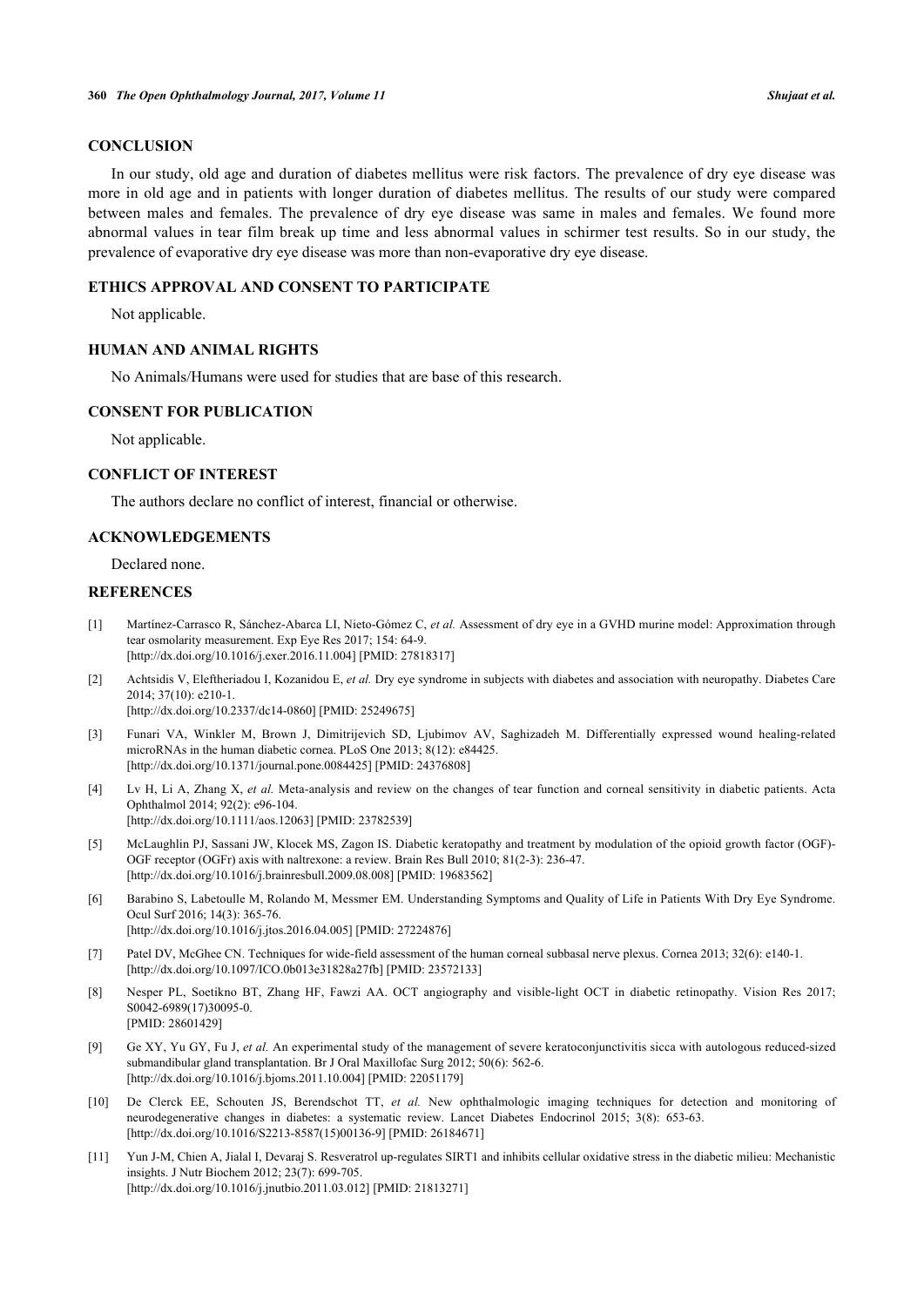## CONCLUSION

In our study, old age and duration of diabetes mellitus were risk factors. The prevalence of dry eye disease was more in old age and in patients with longer duration of diabetes mellitus. The results of our study were compared between males and females. The prevalence of dry eye disease was same in males and females. We found more abnormal values in tear film break up time and less abnormal values in schirmer test results. So in our study, the prevalence of evaporative dry eye disease was more than non-evaporative dry eye disease.

## ETHICS APPROVAL AND CONSENT TO PARTICIPATE

Not applicable.

## HUMAN AND ANIMAL RIGHTS

No Animals/Humans were used for studies that are base of this research.

## CONSENT FOR PUBLICATION

Not applicable.

## CONFLICT OF INTEREST

The authors declare no conflict of interest, financial or otherwise.

## ACKNOWLEDGEMENTS

Declared none.

## REFERENCES

[1] Martínez-Carrasco R, Sánchez-Abarca LI, Nieto-Gómez C, *et al.* Assessment of dry eye in a GVHD murine model: Approximation through tear osmolarity measurement. Exp Eye Res 2017; 154: 64-9. [http://dx.doi.org/10.1016/j.exer.2016.11.004] [PMID: 27818317]

[2] Achtsidis V, Eleftheriadou I, Kozanidou E, *et al.* Dry eye syndrome in subjects with diabetes and association with neuropathy. Diabetes Care 2014; 37(10): e210-1. [http://dx.doi.org/10.2337/dc14-0860] [PMID: 25249675]

[3] Funari VA, Winkler M, Brown J, Dimitrijevich SD, Ljubimov AV, Saghizadeh M. Differentially expressed wound healing-related microRNAs in the human diabetic cornea. PLoS One 2013; 8(12): e84425. [http://dx.doi.org/10.1371/journal.pone.0084425] [PMID: 24376808]

[4] Lv H, Li A, Zhang X, *et al.* Meta-analysis and review on the changes of tear function and corneal sensitivity in diabetic patients. Acta Ophthalmol 2014; 92(2): e96-104. [http://dx.doi.org/10.1111/aos.12063] [PMID: 23782539]

[5] McLaughlin PJ, Sassani JW, Klocek MS, Zagon IS. Diabetic keratopathy and treatment by modulation of the opioid growth factor (OGF)-OGF receptor (OGFr) axis with naltrexone: a review. Brain Res Bull 2010; 81(2-3): 236-47. [http://dx.doi.org/10.1016/j.brainresbull.2009.08.008] [PMID: 19683562]

[6] Barabino S, Labetoulle M, Rolando M, Messmer EM. Understanding Symptoms and Quality of Life in Patients With Dry Eye Syndrome. Ocul Surf 2016; 14(3): 365-76. [http://dx.doi.org/10.1016/j.jtos.2016.04.005] [PMID: 27224876]

[7] Patel DV, McGhee CN. Techniques for wide-field assessment of the human corneal subbasal nerve plexus. Cornea 2013; 32(6): e140-1. [http://dx.doi.org/10.1097/ICO.0b013e31828a27fb] [PMID: 23572133]

[8] Nesper PL, Soetikno BT, Zhang HF, Fawzi AA. OCT angiography and visible-light OCT in diabetic retinopathy. Vision Res 2017; S0042-6989(17)30095-0. [PMID: 28601429]

[9] Ge XY, Yu GY, Fu J, *et al.* An experimental study of the management of severe keratoconjunctivitis sicca with autologous reduced-sized submandibular gland transplantation. Br J Oral Maxillofac Surg 2012; 50(6): 562-6. [http://dx.doi.org/10.1016/j.bjoms.2011.10.004] [PMID: 22051179]

[10] De Clerck EE, Schouten JS, Berendschot TT, *et al.* New ophthalmologic imaging techniques for detection and monitoring of neurodegenerative changes in diabetes: a systematic review. Lancet Diabetes Endocrinol 2015; 3(8): 653-63. [http://dx.doi.org/10.1016/S2213-8587(15)00136-9] [PMID: 26184671]

[11] Yun J-M, Chien A, Jialal I, Devaraj S. Resveratrol up-regulates SIRT1 and inhibits cellular oxidative stress in the diabetic milieu: Mechanistic insights. J Nutr Biochem 2012; 23(7): 699-705. [http://dx.doi.org/10.1016/j.jnutbio.2011.03.012] [PMID: 21813271]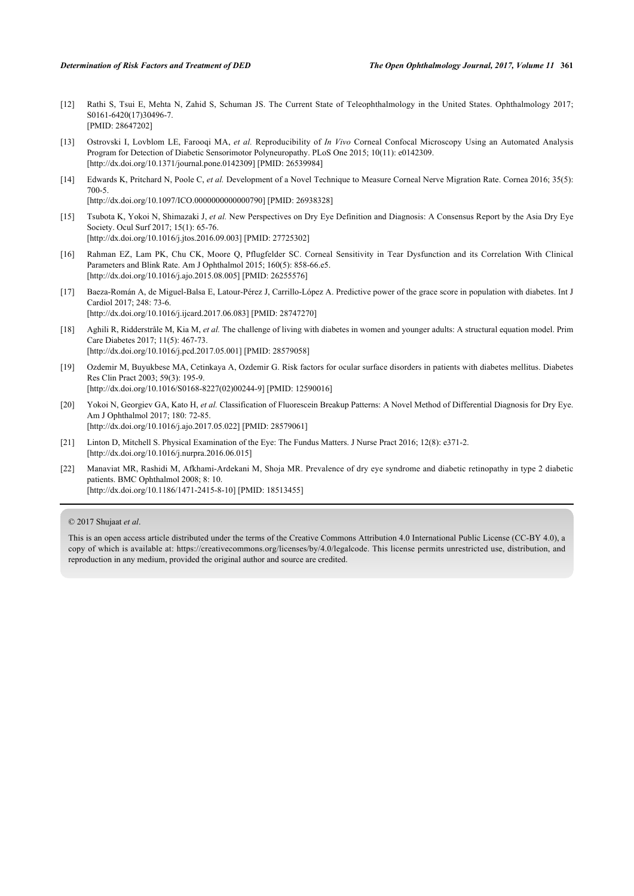[12] Rathi S, Tsui E, Mehta N, Zahid S, Schuman JS. The Current State of Teleophthalmology in the United States. Ophthalmology 2017; S0161-6420(17)30496-7.
[PMID: 28647202]

[13] Ostrovski I, Lovblom LE, Farooqi MA, *et al.* Reproducibility of *In Vivo* Corneal Confocal Microscopy Using an Automated Analysis Program for Detection of Diabetic Sensorimotor Polyneuropathy. PLoS One 2015; 10(11): e0142309.
[http://dx.doi.org/10.1371/journal.pone.0142309] [PMID: 26539984]

[14] Edwards K, Pritchard N, Poole C, *et al.* Development of a Novel Technique to Measure Corneal Nerve Migration Rate. Cornea 2016; 35(5): 700-5.
[http://dx.doi.org/10.1097/ICO.0000000000000790] [PMID: 26938328]

[15] Tsubota K, Yokoi N, Shimazaki J, *et al.* New Perspectives on Dry Eye Definition and Diagnosis: A Consensus Report by the Asia Dry Eye Society. Ocul Surf 2017; 15(1): 65-76.
[http://dx.doi.org/10.1016/j.jtos.2016.09.003] [PMID: 27725302]

[16] Rahman EZ, Lam PK, Chu CK, Moore Q, Pflugfelder SC. Corneal Sensitivity in Tear Dysfunction and its Correlation With Clinical Parameters and Blink Rate. Am J Ophthalmol 2015; 160(5): 858-66.e5.
[http://dx.doi.org/10.1016/j.ajo.2015.08.005] [PMID: 26255576]

[17] Baeza-Román A, de Miguel-Balsa E, Latour-Pérez J, Carrillo-López A. Predictive power of the grace score in population with diabetes. Int J Cardiol 2017; 248: 73-6.
[http://dx.doi.org/10.1016/j.ijcard.2017.06.083] [PMID: 28747270]

[18] Aghili R, Ridderstråle M, Kia M, *et al.* The challenge of living with diabetes in women and younger adults: A structural equation model. Prim Care Diabetes 2017; 11(5): 467-73.
[http://dx.doi.org/10.1016/j.pcd.2017.05.001] [PMID: 28579058]

[19] Ozdemir M, Buyukbese MA, Cetinkaya A, Ozdemir G. Risk factors for ocular surface disorders in patients with diabetes mellitus. Diabetes Res Clin Pract 2003; 59(3): 195-9.
[http://dx.doi.org/10.1016/S0168-8227(02)00244-9] [PMID: 12590016]

[20] Yokoi N, Georgiev GA, Kato H, *et al.* Classification of Fluorescein Breakup Patterns: A Novel Method of Differential Diagnosis for Dry Eye. Am J Ophthalmol 2017; 180: 72-85.
[http://dx.doi.org/10.1016/j.ajo.2017.05.022] [PMID: 28579061]

[21] Linton D, Mitchell S. Physical Examination of the Eye: The Fundus Matters. J Nurse Pract 2016; 12(8): e371-2.
[http://dx.doi.org/10.1016/j.nurpra.2016.06.015]

[22] Manaviat MR, Rashidi M, Afkhami-Ardekani M, Shoja MR. Prevalence of dry eye syndrome and diabetic retinopathy in type 2 diabetic patients. BMC Ophthalmol 2008; 8: 10.
[http://dx.doi.org/10.1186/1471-2415-8-10] [PMID: 18513455]

© 2017 Shujaat *et al*.

This is an open access article distributed under the terms of the Creative Commons Attribution 4.0 International Public License (CC-BY 4.0), a copy of which is available at: https://creativecommons.org/licenses/by/4.0/legalcode. This license permits unrestricted use, distribution, and reproduction in any medium, provided the original author and source are credited.